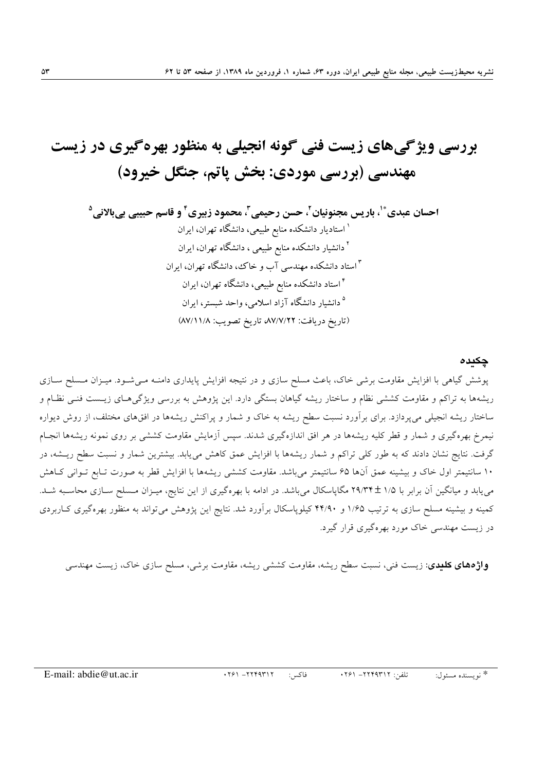# بررسی ویژگی‌های زیست فنی گونه انجیلی به منظور بهره‌گیری در زیست مهندسی (بررسی موردی: بخش پاتم، جنگل خیرود)

**احسان عبدی*[۱]، باریس مجنونیان[۲]، حسن رحیمی[۳]، محمود زبیری[۴] و قاسم حبیبی بی‌بالانی[۵]**

[۱] استادیار دانشکده منابع طبیعی، دانشگاه تهران، ایران

[۲] دانشیار دانشکده منابع طبیعی ، دانشگاه تهران، ایران

[۳] استاد دانشکده مهندسی آب و خاک، دانشگاه تهران، ایران

[۴] استاد دانشکده منابع طبیعی، دانشگاه تهران، ایران

[۵] دانشیار دانشگاه آزاد اسلامی، واحد شبستر، ایران

(تاریخ دریافت: ۸۷/۷/۲۲، تاریخ تصویب: ۸۷/۱۱/۸)

## چکیده

پوشش گیاهی با افزایش مقاومت برشی خاک، باعث مسلح سازی و در نتیجه افزایش پایداری دامنه می‌شود. میزان مسلح سازی ریشه‌ها به تراکم و مقاومت کششی نظام و ساختار ریشه گیاهان بستگی دارد. این پژوهش به بررسی ویژگی‌های زیست فنی نظام و ساختار ریشه انجیلی می‌پردازد. برای برآورد نسبت سطح ریشه به خاک و شمار و پراکنش ریشه‌ها در افق‌های مختلف، از روش دیواره نیمرخ بهره‌گیری و شمار و قطر کلیه ریشه‌ها در هر افق اندازه‌گیری شدند. سپس آزمایش مقاومت کششی بر روی نمونه ریشه‌ها انجام گرفت. نتایج نشان دادند که به طور کلی تراکم و شمار ریشه‌ها با افزایش عمق کاهش می‌یابد. بیشترین شمار و نسبت سطح ریشه، در ۱۰ سانتیمتر اول خاک و بیشینه عمق آن‌ها ۶۵ سانتیمتر می‌باشد. مقاومت کششی ریشه‌ها با افزایش قطر به صورت تابع توانی کاهش می‌یابد و میانگین آن برابر با ۱/۵ ± ۲۹/۳۴ مگاپاسکال می‌باشد. در ادامه با بهره‌گیری از این نتایج، میزان مسلح سازی محاسبه شد. کمینه و بیشینه مسلح سازی به ترتیب ۱/۶۵ و ۴۴/۹۰ کیلوپاسکال برآورد شد. نتایج این پژوهش می‌تواند به منظور بهره‌گیری کاربردی در زیست مهندسی خاک مورد بهره‌گیری قرار گیرد.

**واژه‌های کلیدی:** زیست فنی، نسبت سطح ریشه، مقاومت کششی ریشه، مقاومت برشی، مسلح سازی خاک، زیست مهندسی

---

* نویسنده مسئول: تلفن: ۲۲۴۹۳۱۲-۰۲۶۱ فاکس: ۲۲۴۹۳۱۲-۰۲۶۱ E-mail: abdie@ut.ac.ir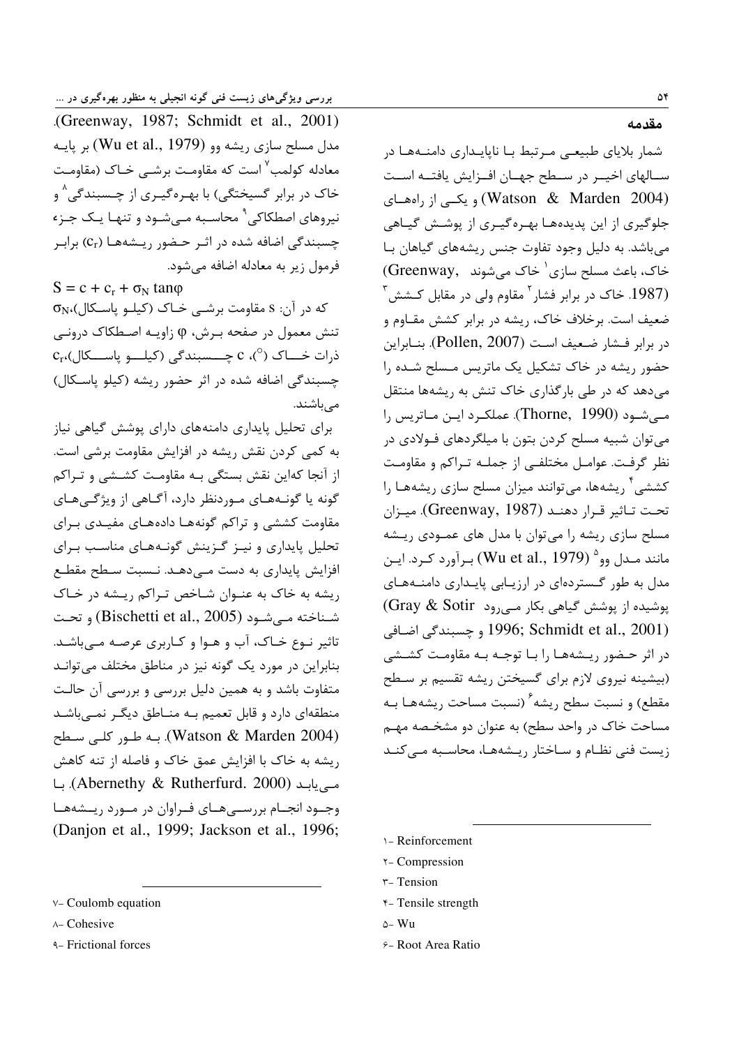## مقدمه

شمار بلایای طبیعی مرتبط با ناپایداری دامنه‌ها در سالهای اخیر در سطح جهان افزایش یافته است (Watson & Marden 2004) و یکی از راه‌های جلوگیری از این پدیده‌ها بهره‌گیری از پوشش گیاهی می‌باشد. به دلیل وجود تفاوت جنس ریشه‌های گیاهان با خاک، باعث مسلح سازی[1] خاک می‌شوند (Greenway, 1987). خاک در برابر فشار[2] مقاوم ولی در مقابل کشش[3] ضعیف است. برخلاف خاک، ریشه در برابر کشش مقاوم و در برابر فشار ضعیف است (Pollen, 2007). بنابراین حضور ریشه در خاک تشکیل یک ماتریس مسلح شده را می‌دهد که در طی بارگذاری خاک تنش به ریشه‌ها منتقل می‌شود (Thorne, 1990). عملکرد این ماتریس را می‌توان شبیه مسلح کردن بتون با میلگردهای فولادی در نظر گرفت. عوامل مختلفی از جمله تراکم و مقاومت کششی[4] ریشه‌ها، می‌توانند میزان مسلح سازی ریشه‌ها را تحت تاثیر قرار دهند (Greenway, 1987). میزان مسلح سازی ریشه را می‌توان با مدل های عمودی ریشه مانند مدل وو[5] (Wu et al., 1979) برآورد کرد. این مدل به طور گسترده‌ای در ارزیابی پایداری دامنه‌های پوشیده از پوشش گیاهی بکار می‌رود (Gray & Sotir 1996; Schmidt et al., 2001) و چسبندگی اضافی در اثر حضور ریشه‌ها را با توجه به مقاومت کششی (بیشینه نیروی لازم برای گسیختن ریشه تقسیم بر سطح مقطع) و نسبت سطح ریشه[6] (نسبت مساحت ریشه‌ها به مساحت خاک در واحد سطح) به عنوان دو مشخصه مهم زیست فنی نظام و ساختار ریشه‌ها، محاسبه می‌کند (Greenway, 1987; Schmidt et al., 2001).

مدل مسلح سازی ریشه وو (Wu et al., 1979) بر پایه معادله کولمب[7] است که مقاومت برشی خاک (مقاومت خاک در برابر گسیختگی) با بهره‌گیری از چسبندگی[8] و نیروهای اصطکاکی[9] محاسبه می‌شود و تنها یک جزء چسبندگی اضافه شده در اثر حضور ریشه‌ها ($c_r$) برابر فرمول زیر به معادله اضافه می‌شود.

$$S = c + c_r + \sigma_N \tan\varphi$$

که در آن: S مقاومت برشی خاک (کیلو پاسکال)، $\sigma_N$ تنش معمول در صفحه برش، $\varphi$ زاویه اصطکاک درونی ذرات خاک (°)، c چسبندگی (کیلو پاسکال)، $c_r$ چسبندگی اضافه شده در اثر حضور ریشه (کیلو پاسکال) می‌باشند.

برای تحلیل پایداری دامنه‌های دارای پوشش گیاهی نیاز به کمی کردن نقش ریشه در افزایش مقاومت برشی است. از آنجا که‌این نقش بستگی به مقاومت کششی و تراکم گونه یا گونه‌های موردنظر دارد، آگاهی از ویژگی‌های مقاومت کششی و تراکم گونه‌ها داده‌های مفیدی برای تحلیل پایداری و نیز گزینش گونه‌های مناسب برای افزایش پایداری به دست می‌دهد. نسبت سطح مقطع ریشه به خاک به عنوان شاخص تراکم ریشه در خاک شناخته می‌شود (Bischetti et al., 2005) و تحت تاثیر نوع خاک، آب و هوا و کاربری عرصه می‌باشد. بنابراین در مورد یک گونه نیز در مناطق مختلف می‌تواند متفاوت باشد و به همین دلیل بررسی و بررسی آن حالت منطقه‌ای دارد و قابل تعمیم به مناطق دیگر نمی‌باشد (Watson & Marden 2004). به طور کلی سطح ریشه به خاک با افزایش عمق خاک و فاصله از تنه کاهش می‌یابد (Abernethy & Rutherfurd. 2000). با وجود انجام بررسی‌های فراوان در مورد ریشه‌ها (Danjon et al., 1999; Jackson et al., 1996;

---

1- Reinforcement
2- Compression
3- Tension
4- Tensile strength
5- Wu
6- Root Area Ratio
7- Coulomb equation
8- Cohesive
9- Frictional forces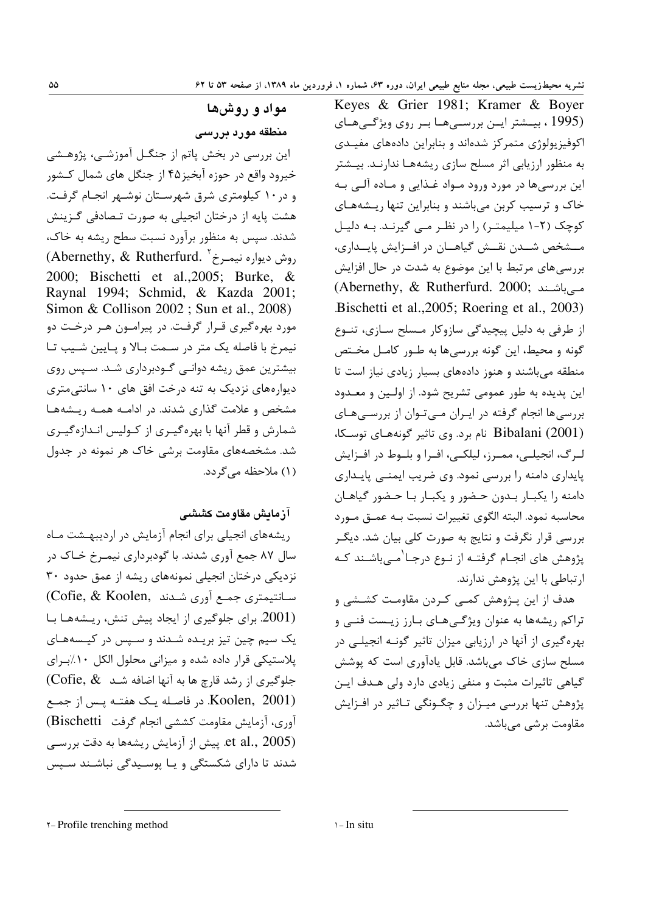Keyes & Grier 1981; Kramer & Boyer 1995) ، بیشتر این بررسی‌ها بر روی ویژگی‌های اکوفیزیولوژی متمرکز شده‌اند و بنابراین داده‌های مفیدی به منظور ارزیابی اثر مسلح سازی ریشه‌ها ندارند. بیشتر این بررسی‌ها در مورد ورود مواد غذایی و ماده آلی به خاک و ترسیب کربن می‌باشند و بنابراین تنها ریشه‌های کوچک (۲-۱ میلیمتر) را در نظر می گیرند. به دلیل مشخص شدن نقش گیاهان در افزایش پایداری، بررسی‌های مرتبط با این موضوع به شدت در حال افزایش می‌باشند (Abernethy, & Rutherfurd. 2000; Bischetti et al.,2005; Roering et al., 2003). از طرفی به دلیل پیچیدگی سازوکار مسلح سازی، تنوع گونه و محیط، این گونه بررسی‌ها به طور کامل مختص منطقه می‌باشند و هنوز داده‌های بسیار زیادی نیاز است تا این پدیده به طور عمومی تشریح شود. از اولین و معدود بررسی‌ها انجام گرفته در ایران می‌توان از بررسی‌های Bibalani (2001) نام برد. وی تاثیر گونه‌های توسکا، لرگ، انجیلی، ممرز، لیلکی، افرا و بلوط در افزایش پایداری دامنه را بررسی نمود. وی ضریب ایمنی پایداری دامنه را یکبار بدون حضور و یکبار با حضور گیاهان محاسبه نمود. البته الگوی تغییرات نسبت به عمق مورد بررسی قرار نگرفت و نتایج به صورت کلی بیان شد. دیگر پژوهش های انجام گرفته از نوع درجا[1] می‌باشند که ارتباطی با این پژوهش ندارند.

هدف از این پژوهش کمی کردن مقاومت کششی و تراکم ریشه‌ها به عنوان ویژگی‌های بارز زیست فنی و بهره‌گیری از آنها در ارزیابی میزان تاثیر گونه انجیلی در مسلح سازی خاک می‌باشد. قابل یادآوری است که پوشش گیاهی تاثیرات مثبت و منفی زیادی دارد ولی هدف این پژوهش تنها بررسی میزان و چگونگی تاثیر در افزایش مقاومت برشی می‌باشد.

## مواد و روش‌ها

### منطقه مورد بررسی

این بررسی در بخش پاتم از جنگل آموزشی، پژوهشی خیرود واقع در حوزه آبخیز۴۵ از جنگل های شمال کشور و در ۱۰ کیلومتری شرق شهرستان نوشهر انجام گرفت. هشت پایه از درختان انجیلی به صورت تصادفی گزینش شدند. سپس به منظور برآورد نسبت سطح ریشه به خاک، روش دیواره نیمرخ[2] (Abernethy, & Rutherfurd. 2000; Bischetti et al.,2005; Burke, & Raynal 1994; Schmid, & Kazda 2001; Simon & Collison 2002 ; Sun et al., 2008) مورد بهره‌گیری قرار گرفت. در پیرامون هر درخت دو نیمرخ با فاصله یک متر در سمت بالا و پایین شیب تا بیشترین عمق ریشه دوانی گودبرداری شد. سپس روی دیواره‌های نزدیک به تنه درخت افق های ۱۰ سانتی‌متری مشخص و علامت گذاری شدند. در ادامه همه ریشه‌ها شمارش و قطر آنها با بهره‌گیری از کولیس اندازه‌گیری شد. مشخصه‌های مقاومت برشی خاک هر نمونه در جدول (۱) ملاحظه می‌گردد.

### آزمایش مقاومت کششی

ریشه‌های انجیلی برای انجام آزمایش در اردیبهشت ماه سال ۸۷ جمع آوری شدند. با گودبرداری نیمرخ خاک در نزدیکی درختان انجیلی نمونه‌های ریشه از عمق حدود ۳۰ سانتیمتری جمع آوری شدند (Cofie, & Koolen, 2001). برای جلوگیری از ایجاد پیش تنش، ریشه‌ها با یک سیم چین تیز بریده شدند و سپس در کیسه‌های پلاستیکی قرار داده شده و میزانی محلول الکل ۱۰٪ برای جلوگیری از رشد قارچ ها به آنها اضافه شد (Cofie, & Koolen, 2001). در فاصله یک هفته پس از جمع آوری، آزمایش مقاومت کششی انجام گرفت (Bischetti et al., 2005). پیش از آزمایش ریشه‌ها به دقت بررسی شدند تا دارای شکستگی و یا پوسیدگی نباشند سپس

---

[1] - In situ

[2] - Profile trenching method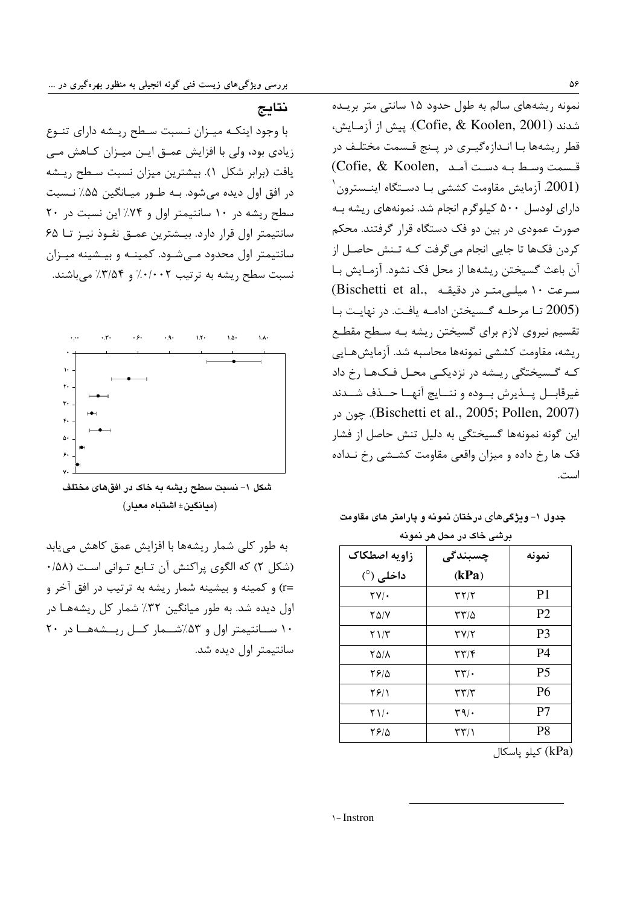نمونه ریشه‌های سالم به طول حدود ۱۵ سانتی متر بریده شدند (Cofie, & Koolen, 2001). پیش از آزمایش، قطر ریشه‌ها با اندازه‌گیری در پنج قسمت مختلف در قسمت وسط به دست آمد (Cofie, & Koolen, 2001). آزمایش مقاومت کششی با دستگاه اینسترون[1] دارای لودسل ۵۰۰ کیلوگرم انجام شد. نمونه‌های ریشه به صورت عمودی در بین دو فک دستگاه قرار گرفتند. محکم کردن فک‌ها تا جایی انجام می‌گرفت که تنش حاصل از آن باعث گسیختن ریشه‌ها از محل فک نشود. آزمایش با سرعت ۱۰ میلی‌متر در دقیقه (Bischetti et al., 2005) تا مرحله گسیختن ادامه یافت. در نهایت با تقسیم نیروی لازم برای گسیختن ریشه به سطح مقطع ریشه، مقاومت کششی نمونه‌ها محاسبه شد. آزمایش‌هایی که گسیختگی ریشه در نزدیکی محل فک‌ها رخ داد غیرقابل پذیرش بوده و نتایج آنها حذف شدند (Bischetti et al., 2005; Pollen, 2007). چون در این گونه نمونه‌ها گسیختگی به دلیل تنش حاصل از فشار فک ها رخ داده و میزان واقعی مقاومت کششی رخ نداده است.

جدول ۱- ویژگی‌های درختان نمونه و پارامتر های مقاومت برشی خاک در محل هر نمونه

| نمونه | چسبندگی (kPa) | زاویه اصطکاک داخلی (°) |
|---|---|---|
| P1 | ۳۲/۲ | ۲۷/۰ |
| P2 | ۳۳/۵ | ۲۵/۷ |
| P3 | ۳۷/۲ | ۲۱/۳ |
| P4 | ۳۳/۴ | ۲۵/۸ |
| P5 | ۳۳/۰ | ۲۶/۵ |
| P6 | ۳۳/۳ | ۲۶/۱ |
| P7 | ۳۹/۰ | ۲۱/۰ |
| P8 | ۳۳/۱ | ۲۶/۵ |

(kPa) کیلو پاسکال

## نتایج

با وجود اینکه میزان نسبت سطح ریشه دارای تنوع زیادی بود، ولی با افزایش عمق این میزان کاهش می یافت (برابر شکل ۱). بیشترین میزان نسبت سطح ریشه در افق اول دیده می‌شود. به طور میانگین ۵۵٪ نسبت سطح ریشه در ۱۰ سانتیمتر اول و ۷۴٪ این نسبت در ۲۰ سانتیمتر اول قرار دارد. بیشترین عمق نفوذ نیز تا ۶۵ سانتیمتر اول محدود می‌شود. کمینه و بیشینه میزان نسبت سطح ریشه به ترتیب ۰/۰۰۲٪ و ۳/۵۴٪ می‌باشند.

۰.۰۰ ۰.۳۰ ۰.۶۰ ۰.۹۰ ۱.۲۰ ۱.۵۰ ۱.۸۰

۰ ۱۰ ۲۰ ۳۰ ۴۰ ۵۰ ۶۰ ۷۰

شکل ۱- نسبت سطح ریشه به خاک در افق‌های مختلف (میانگین± اشتباه معیار)

به طور کلی شمار ریشه‌ها با افزایش عمق کاهش می‌یابد (شکل ۲) که الگوی پراکنش آن تابع توانی است (۰/۵۸ =r) و کمینه و بیشینه شمار ریشه به ترتیب در افق آخر و اول دیده شد. به طور میانگین ۳۲٪ شمار کل ریشه‌ها در ۱۰ سانتیمتر اول و ۵۳٪شمار کل ریشه‌ها در ۲۰ سانتیمتر اول دیده شد.

---

[1] - Instron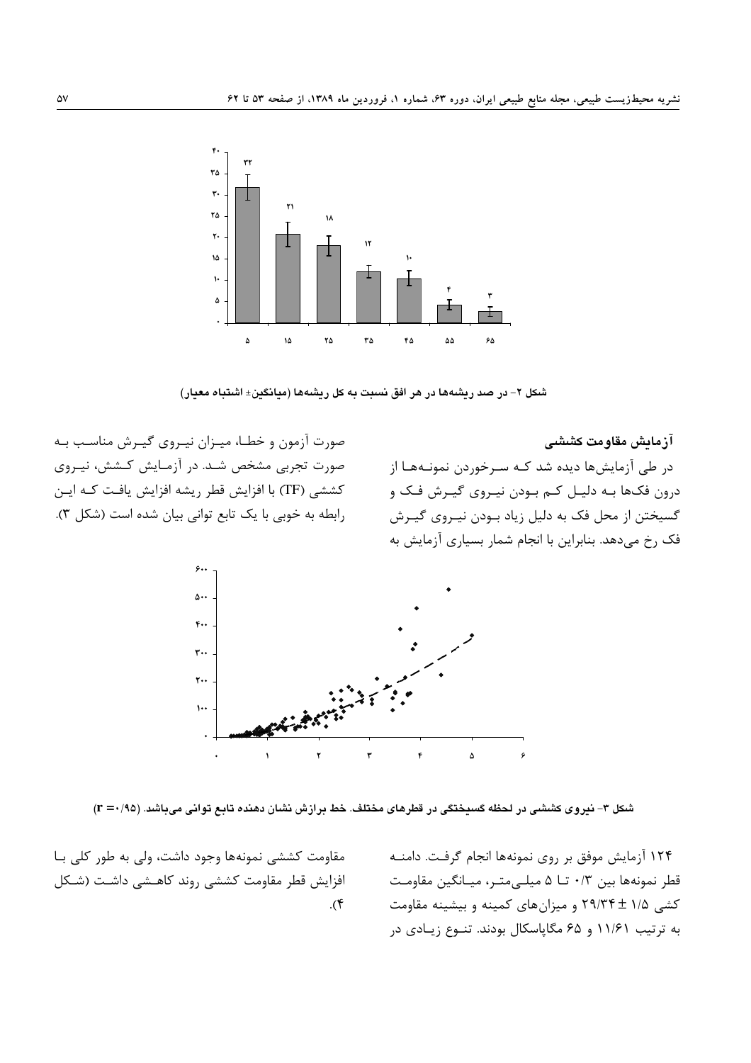۴۰
۳۵
۳۰
۲۵
۲۰
۱۵
۱۰
۵
۰

۳۲
۲۱
۱۸
۱۲
۱۰
۴
۳

۵
۱۵
۲۵
۳۵
۴۵
۵۵
۶۵

**شکل ۲- در صد ریشه‌ها در هر افق نسبت به کل ریشه‌ها (میانگین± اشتباه معیار)**

### آزمایش مقاومت کششی

در طی آزمایش‌ها دیده شد کـه سـرخوردن نمونـه‌هـا از درون فک‌ها بـه دلیـل کـم بـودن نیـروی گیـرش فـک و گسیختن از محل فک به دلیل زیاد بـودن نیـروی گیـرش فک رخ می‌دهد. بنابراین با انجام شمار بسیاری آزمایش به صورت آزمون و خطـا، میـزان نیـروی گیـرش مناسـب بـه صورت تجربی مشخص شـد. در آزمـایش کـشش، نیـروی کششی (TF) با افزایش قطر ریشه افزایش یافـت کـه ایـن رابطه به خوبی با یک تابع توانی بیان شده است (شکل ۳).

۶۰۰
۵۰۰
۴۰۰
۳۰۰
۲۰۰
۱۰۰
۰

۰
۱
۲
۳
۴
۵
۶

**شکل ۳- نیروی کششی در لحظه گسیختگی در قطرهای مختلف. خط برازش نشان دهنده تابع توانی می‌باشد. (r =۰/۹۵)**

۱۲۴ آزمایش موفق بر روی نمونه‌ها انجام گرفـت. دامنـه قطر نمونه‌ها بین ۰/۳ تـا ۵ میلـی‌متـر، میـانگین مقاومـت کششی ۱/۵ ±۲۹/۳۴ و میزان‌های کمینه و بیشینه مقاومت به ترتیب ۱۱/۶۱ و ۶۵ مگاپاسکال بودند. تنـوع زیـادی در مقاومت کششی نمونه‌ها وجود داشت، ولی به طور کلی بـا افزایش قطر مقاومت کششی روند کاهـشی داشـت (شـکل ۴).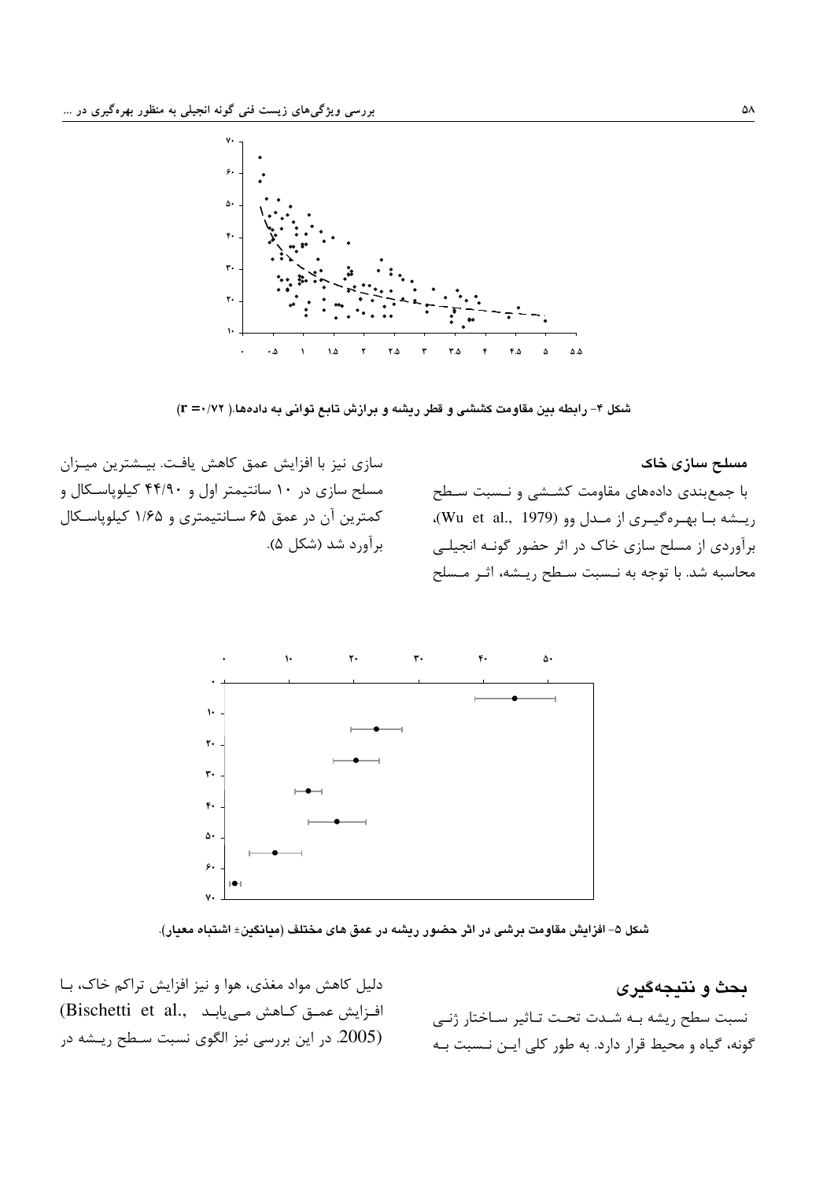شکل ۴- رابطه بین مقاومت کششی و قطر ریشه و برازش تابع توانی به داده‌ها. ( $r = ۰/۷۲$ )

**مسلح سازی خاک**

با جمع‌بندی داده‌های مقاومت کششی و نسبت سطح ریشه با بهره‌گیری از مدل وو (Wu et al., 1979)، برآوردی از مسلح سازی خاک در اثر حضور گونه انجیلی محاسبه شد. با توجه به نسبت سطح ریشه، اثر مسلح سازی نیز با افزایش عمق کاهش یافت. بیشترین میزان مسلح سازی در ۱۰ سانتیمتر اول و ۴۴/۹۰ کیلوپاسکال و کمترین آن در عمق ۶۵ سانتیمتری و ۱/۶۵ کیلوپاسکال برآورد شد (شکل ۵).

شکل ۵- افزایش مقاومت برشی در اثر حضور ریشه در عمق های مختلف (میانگین± اشتباه معیار).

## بحث و نتیجه‌گیری

نسبت سطح ریشه به شدت تحت تاثیر ساختار ژنی گونه، گیاه و محیط قرار دارد. به طور کلی این نسبت به دلیل کاهش مواد مغذی، هوا و نیز افزایش تراکم خاک، با افزایش عمق کاهش می‌یابد (Bischetti et al., 2005). در این بررسی نیز الگوی نسبت سطح ریشه در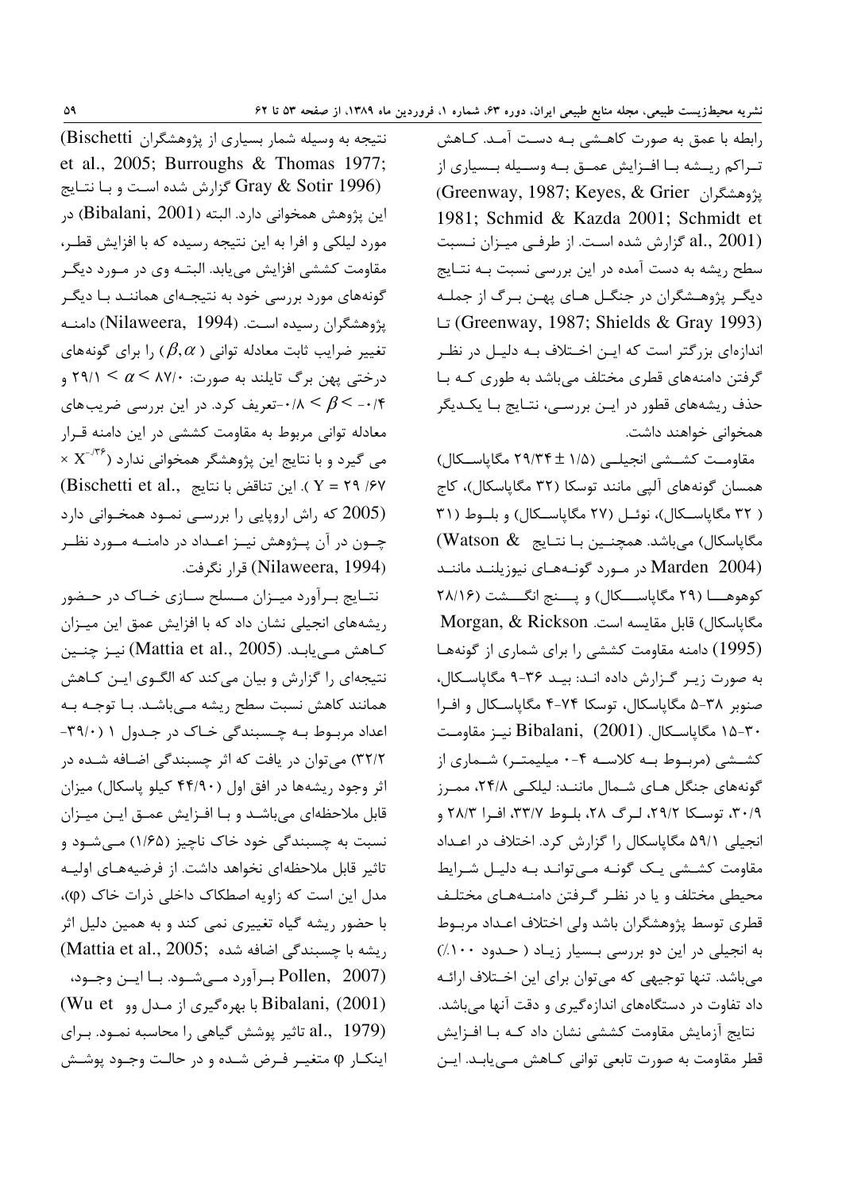رابطه با عمق به صورت کاهشی به دست آمد. کاهش تراکم ریشه با افزایش عمق به وسیله بسیاری از پژوهشگران (Greenway, 1987; Keyes, & Grier 1981; Schmid & Kazda 2001; Schmidt et al., 2001) گزارش شده است. از طرفی میزان نسبت سطح ریشه به دست آمده در این بررسی نسبت به نتایج دیگر پژوهشگران در جنگل های پهن برگ از جمله (Greenway, 1987; Shields & Gray 1993) تا اندازه‌ای بزرگتر است که این اختلاف به دلیل در نظر گرفتن دامنه‌های قطری مختلف می‌باشد به طوری که با حذف ریشه‌های قطور در این بررسی، نتایج با یکدیگر همخوانی خواهند داشت.

مقاومت کششی انجیلی (۱/۵ ± ۲۹/۳۴ مگاپاسکال) همسان گونه‌های آلپی مانند توسکا (۳۲ مگاپاسکال)، کاج (۳۲ مگاپاسکال)، نوئل (۲۷ مگاپاسکال) و بلوط (۳۱ مگاپاسکال) می‌باشد. همچنین با نتایج (Watson & Marden 2004) در مورد گونه‌های نیوزیلند مانند کوهوهو (۲۹ مگاپاسکال) و پنج انگشت (۲۸/۱۶ مگاپاسکال) قابل مقایسه است. Morgan, & Rickson (1995) دامنه مقاومت کششی را برای شماری از گونه‌ها به صورت زیر گزارش داده اند: بید ۳۶-۹ مگاپاسکال، صنوبر ۳۸-۵ مگاپاسکال، توسکا ۷۴-۴ مگاپاسکال و افرا ۳۰-۱۵ مگاپاسکال. Bibalani, (2001) نیز مقاومت کششی (مربوط به کلاسه ۴-۰ میلیمتر) شماری از گونه‌های جنگل های شمال مانند: لیلکی ۲۴/۸، ممرز ۳۰/۹، توسکا ۲۹/۲، لرگ ۲۸، بلوط ۳۳/۷، افرا ۲۸/۳ و انجیلی ۵۹/۱ مگاپاسکال را گزارش کرد. اختلاف در اعداد مقاومت کششی یک گونه می‌تواند به دلیل شرایط محیطی مختلف و یا در نظر گرفتن دامنه‌های مختلف قطری توسط پژوهشگران باشد ولی اختلاف اعداد مربوط به انجیلی در این دو بررسی بسیار زیاد ( حدود ۱۰۰٪) می‌باشد. تنها توجیهی که می‌توان برای این اختلاف ارائه داد تفاوت در دستگاه‌های اندازه‌گیری و دقت آنها می‌باشد.

نتایج آزمایش مقاومت کششی نشان داد که با افزایش قطر مقاومت به صورت تابعی توانی کاهش می‌یابد. این نتیجه به وسیله شمار بسیاری از پژوهشگران (Bischetti et al., 2005; Burroughs & Thomas 1977; Gray & Sotir 1996) گزارش شده است و با نتایج این پژوهش همخوانی دارد. البته (Bibalani, 2001) در مورد لیلکی و افرا به این نتیجه رسیده که با افزایش قطر، مقاومت کششی افزایش می‌یابد. البته وی در مورد دیگر گونه‌های مورد بررسی خود به نتیجه‌ای همانند با دیگر پژوهشگران رسیده است. (Nilaweera, 1994) دامنه تغییر ضرایب ثابت معادله توانی ($\beta, \alpha$) را برای گونه‌های درختی پهن برگ تایلند به صورت: $29.1 < \alpha < 87.0$ و $-0.8 < \beta < -0.4$-تعریف کرد. در این بررسی ضریب‌های معادله توانی مربوط به مقاومت کششی در این دامنه قرار می گیرد و با نتایج این پژوهشگر همخوانی ندارد ($Y = 29.67 \times X^{-0.36}$). این تناقض با نتایج (Bischetti et al., 2005) که راش اروپایی را بررسی نمود همخوانی دارد چون در آن پژوهش نیز اعداد در دامنه مورد نظر (Nilaweera, 1994) قرار نگرفت.

نتایج برآورد میزان مسلح سازی خاک در حضور ریشه‌های انجیلی نشان داد که با افزایش عمق این میزان کاهش می‌یابد. (Mattia et al., 2005) نیز چنین نتیجه‌ای را گزارش و بیان می‌کند که الگوی این کاهش همانند کاهش نسبت سطح ریشه می‌باشد. با توجه به اعداد مربوط به چسبندگی خاک در جدول ۱ (۳۹/۰-۳۲/۲) می‌توان در یافت که اثر چسبندگی اضافه شده در اثر وجود ریشه‌ها در افق اول (۴۴/۹۰ کیلو پاسکال) میزان قابل ملاحظه‌ای می‌باشد و با افزایش عمق این میزان نسبت به چسبندگی خود خاک ناچیز (۱/۶۵) می‌شود و تاثیر قابل ملاحظه‌ای نخواهد داشت. از فرضیه‌های اولیه مدل این است که زاویه اصطکاک داخلی ذرات خاک (φ)، با حضور ریشه گیاه تغییری نمی کند و به همین دلیل اثر ریشه با چسبندگی اضافه شده (Mattia et al., 2005; Pollen, 2007) برآورد می‌شود. با این وجود، Bibalani, (2001) با بهره‌گیری از مدل وو (Wu et al., 1979) تاثیر پوشش گیاهی را محاسبه نمود. برای اینکار φ متغیر فرض شده و در حالت وجود پوشش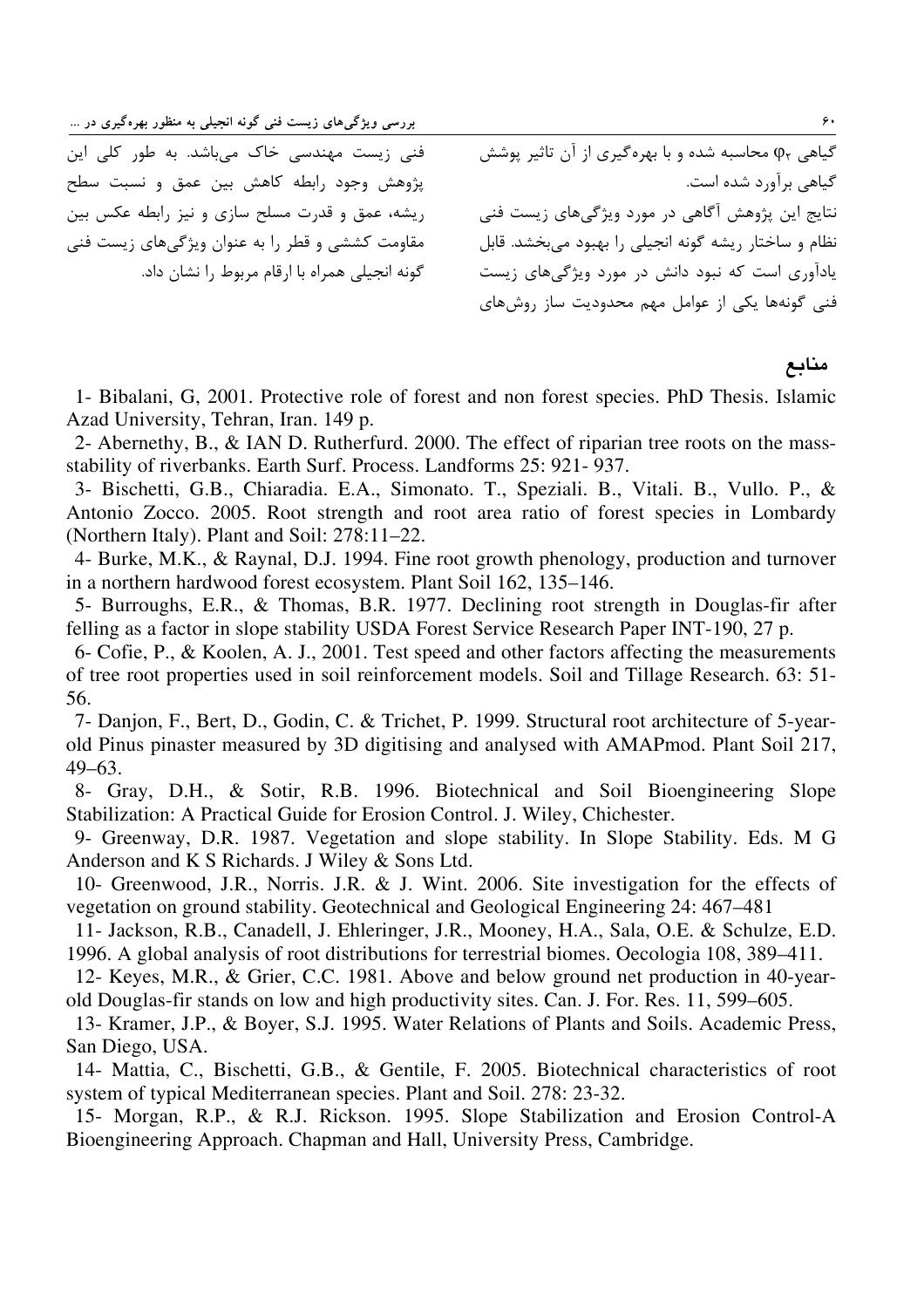گیاهی $\varphi_2$ محاسبه شده و با بهره‌گیری از آن تاثیر پوشش گیاهی برآورد شده است.

نتایج این پژوهش آگاهی در مورد ویژگی‌های زیست فنی نظام و ساختار ریشه گونه انجیلی را بهبود می‌بخشد. قابل یادآوری است که نبود دانش در مورد ویژگی‌های زیست فنی گونه‌ها یکی از عوامل مهم محدودیت ساز روش‌های فنی زیست مهندسی خاک می‌باشد. به طور کلی این پژوهش وجود رابطه کاهش بین عمق و نسبت سطح ریشه، عمق و قدرت مسلح سازی و نیز رابطه عکس بین مقاومت کششی و قطر را به عنوان ویژگی‌های زیست فنی گونه انجیلی همراه با ارقام مربوط را نشان داد.

## منابع

1- Bibalani, G, 2001. Protective role of forest and non forest species. PhD Thesis. Islamic Azad University, Tehran, Iran. 149 p.

2- Abernethy, B., & IAN D. Rutherfurd. 2000. The effect of riparian tree roots on the mass-stability of riverbanks. Earth Surf. Process. Landforms 25: 921- 937.

3- Bischetti, G.B., Chiaradia. E.A., Simonato. T., Speziali. B., Vitali. B., Vullo. P., & Antonio Zocco. 2005. Root strength and root area ratio of forest species in Lombardy (Northern Italy). Plant and Soil: 278:11–22.

4- Burke, M.K., & Raynal, D.J. 1994. Fine root growth phenology, production and turnover in a northern hardwood forest ecosystem. Plant Soil 162, 135–146.

5- Burroughs, E.R., & Thomas, B.R. 1977. Declining root strength in Douglas-fir after felling as a factor in slope stability USDA Forest Service Research Paper INT-190, 27 p.

6- Cofie, P., & Koolen, A. J., 2001. Test speed and other factors affecting the measurements of tree root properties used in soil reinforcement models. Soil and Tillage Research. 63: 51-56.

7- Danjon, F., Bert, D., Godin, C. & Trichet, P. 1999. Structural root architecture of 5-year-old Pinus pinaster measured by 3D digitising and analysed with AMAPmod. Plant Soil 217, 49–63.

8- Gray, D.H., & Sotir, R.B. 1996. Biotechnical and Soil Bioengineering Slope Stabilization: A Practical Guide for Erosion Control. J. Wiley, Chichester.

9- Greenway, D.R. 1987. Vegetation and slope stability. In Slope Stability. Eds. M G Anderson and K S Richards. J Wiley & Sons Ltd.

10- Greenwood, J.R., Norris. J.R. & J. Wint. 2006. Site investigation for the effects of vegetation on ground stability. Geotechnical and Geological Engineering 24: 467–481

11- Jackson, R.B., Canadell, J. Ehleringer, J.R., Mooney, H.A., Sala, O.E. & Schulze, E.D. 1996. A global analysis of root distributions for terrestrial biomes. Oecologia 108, 389–411.

12- Keyes, M.R., & Grier, C.C. 1981. Above and below ground net production in 40-year-old Douglas-fir stands on low and high productivity sites. Can. J. For. Res. 11, 599–605.

13- Kramer, J.P., & Boyer, S.J. 1995. Water Relations of Plants and Soils. Academic Press, San Diego, USA.

14- Mattia, C., Bischetti, G.B., & Gentile, F. 2005. Biotechnical characteristics of root system of typical Mediterranean species. Plant and Soil. 278: 23-32.

15- Morgan, R.P., & R.J. Rickson. 1995. Slope Stabilization and Erosion Control-A Bioengineering Approach. Chapman and Hall, University Press, Cambridge.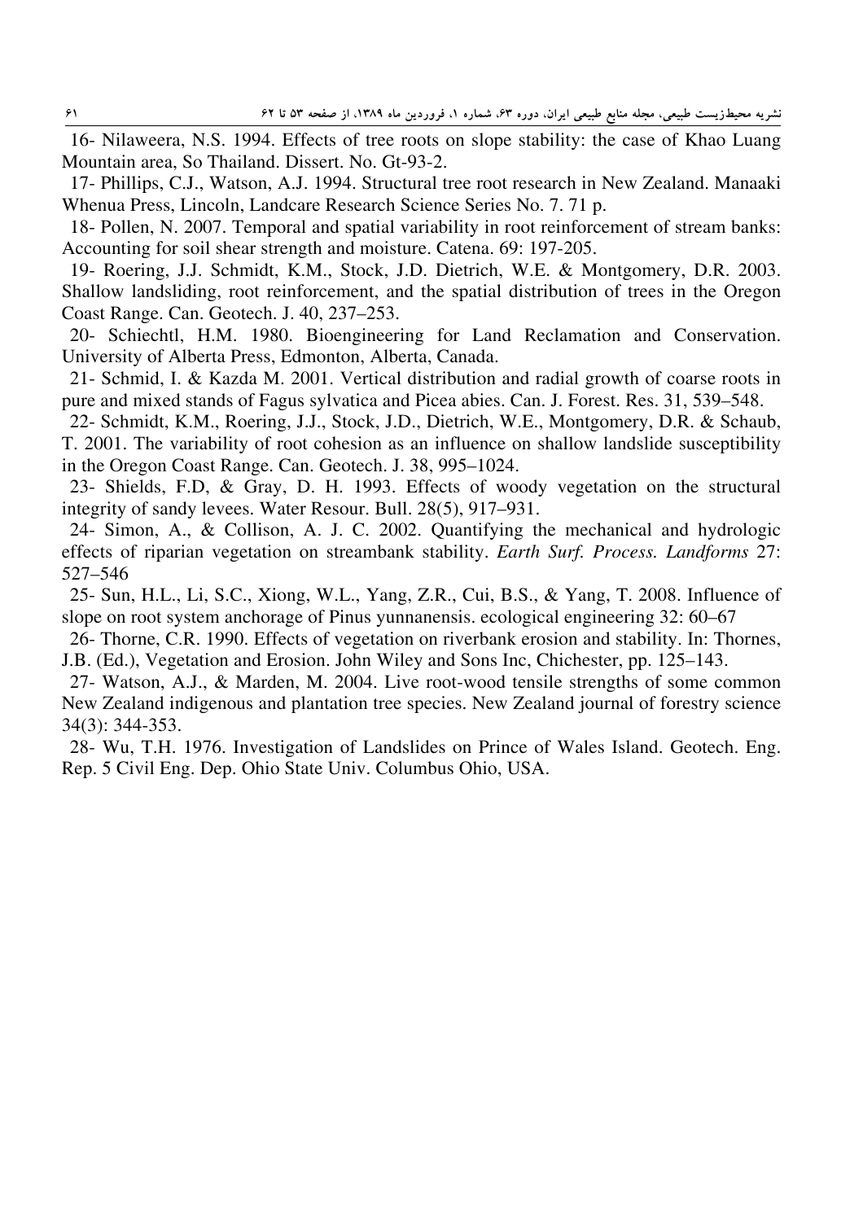16- Nilaweera, N.S. 1994. Effects of tree roots on slope stability: the case of Khao Luang Mountain area, So Thailand. Dissert. No. Gt-93-2.

17- Phillips, C.J., Watson, A.J. 1994. Structural tree root research in New Zealand. Manaaki Whenua Press, Lincoln, Landcare Research Science Series No. 7. 71 p.

18- Pollen, N. 2007. Temporal and spatial variability in root reinforcement of stream banks: Accounting for soil shear strength and moisture. Catena. 69: 197-205.

19- Roering, J.J. Schmidt, K.M., Stock, J.D. Dietrich, W.E. & Montgomery, D.R. 2003. Shallow landsliding, root reinforcement, and the spatial distribution of trees in the Oregon Coast Range. Can. Geotech. J. 40, 237–253.

20- Schiechtl, H.M. 1980. Bioengineering for Land Reclamation and Conservation. University of Alberta Press, Edmonton, Alberta, Canada.

21- Schmid, I. & Kazda M. 2001. Vertical distribution and radial growth of coarse roots in pure and mixed stands of Fagus sylvatica and Picea abies. Can. J. Forest. Res. 31, 539–548.

22- Schmidt, K.M., Roering, J.J., Stock, J.D., Dietrich, W.E., Montgomery, D.R. & Schaub, T. 2001. The variability of root cohesion as an influence on shallow landslide susceptibility in the Oregon Coast Range. Can. Geotech. J. 38, 995–1024.

23- Shields, F.D, & Gray, D. H. 1993. Effects of woody vegetation on the structural integrity of sandy levees. Water Resour. Bull. 28(5), 917–931.

24- Simon, A., & Collison, A. J. C. 2002. Quantifying the mechanical and hydrologic effects of riparian vegetation on streambank stability. *Earth Surf. Process. Landforms* 27: 527–546

25- Sun, H.L., Li, S.C., Xiong, W.L., Yang, Z.R., Cui, B.S., & Yang, T. 2008. Influence of slope on root system anchorage of Pinus yunnanensis. ecological engineering 32: 60–67

26- Thorne, C.R. 1990. Effects of vegetation on riverbank erosion and stability. In: Thornes, J.B. (Ed.), Vegetation and Erosion. John Wiley and Sons Inc, Chichester, pp. 125–143.

27- Watson, A.J., & Marden, M. 2004. Live root-wood tensile strengths of some common New Zealand indigenous and plantation tree species. New Zealand journal of forestry science 34(3): 344-353.

28- Wu, T.H. 1976. Investigation of Landslides on Prince of Wales Island. Geotech. Eng. Rep. 5 Civil Eng. Dep. Ohio State Univ. Columbus Ohio, USA.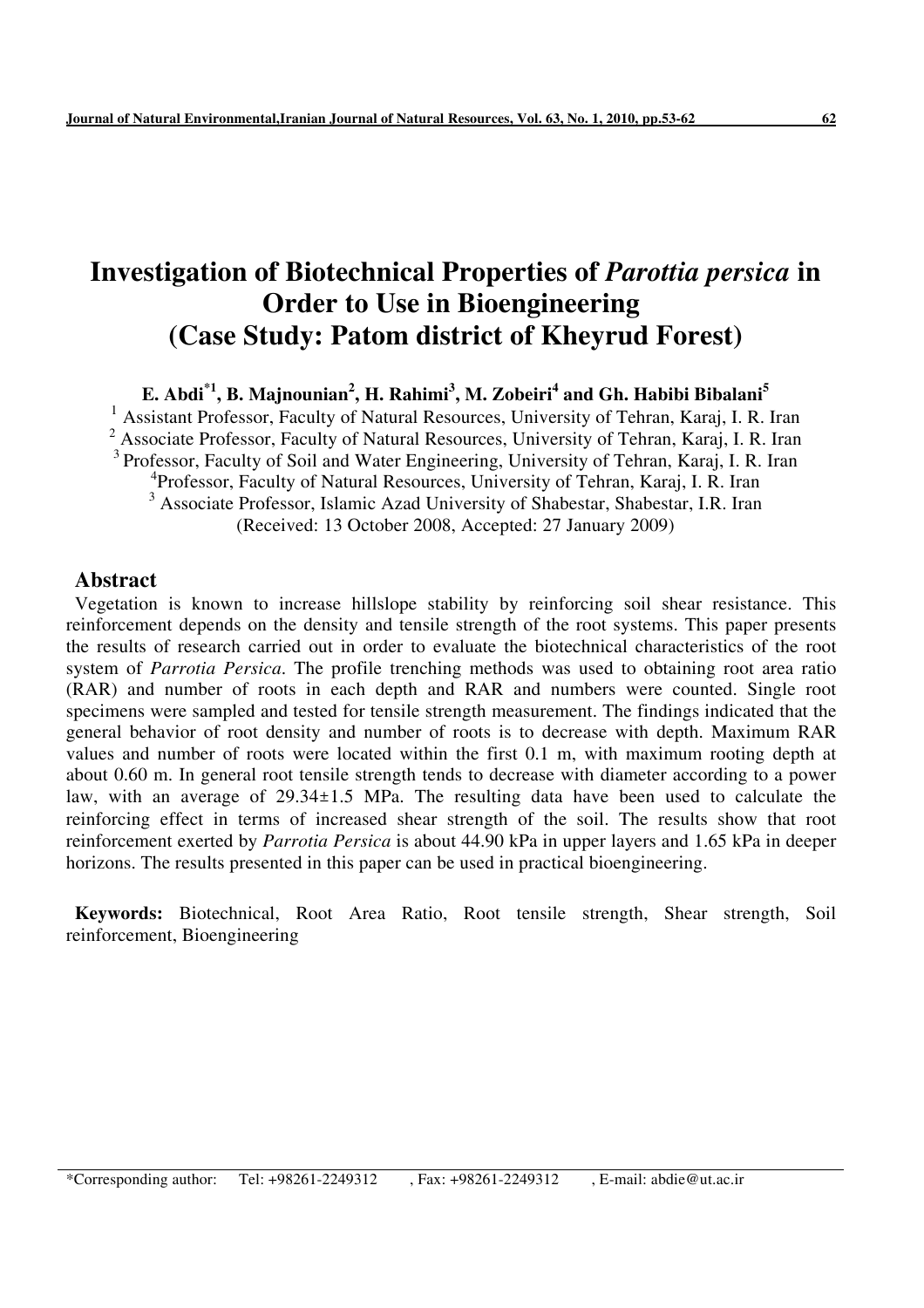# Investigation of Biotechnical Properties of *Parottia persica* in Order to Use in Bioengineering (Case Study: Patom district of Kheyrud Forest)

**E. Abdi**[*1], **B. Majnounian**[2], **H. Rahimi**[3], **M. Zobeiri**[4] **and Gh. Habibi Bibalani**[5]

[1] Assistant Professor, Faculty of Natural Resources, University of Tehran, Karaj, I. R. Iran
[2] Associate Professor, Faculty of Natural Resources, University of Tehran, Karaj, I. R. Iran
[3] Professor, Faculty of Soil and Water Engineering, University of Tehran, Karaj, I. R. Iran
[4] Professor, Faculty of Natural Resources, University of Tehran, Karaj, I. R. Iran
[3] Associate Professor, Islamic Azad University of Shabestar, Shabestar, I.R. Iran
(Received: 13 October 2008, Accepted: 27 January 2009)

## Abstract

Vegetation is known to increase hillslope stability by reinforcing soil shear resistance. This reinforcement depends on the density and tensile strength of the root systems. This paper presents the results of research carried out in order to evaluate the biotechnical characteristics of the root system of *Parrotia Persica*. The profile trenching methods was used to obtaining root area ratio (RAR) and number of roots in each depth and RAR and numbers were counted. Single root specimens were sampled and tested for tensile strength measurement. The findings indicated that the general behavior of root density and number of roots is to decrease with depth. Maximum RAR values and number of roots were located within the first 0.1 m, with maximum rooting depth at about 0.60 m. In general root tensile strength tends to decrease with diameter according to a power law, with an average of 29.34±1.5 MPa. The resulting data have been used to calculate the reinforcing effect in terms of increased shear strength of the soil. The results show that root reinforcement exerted by *Parrotia Persica* is about 44.90 kPa in upper layers and 1.65 kPa in deeper horizons. The results presented in this paper can be used in practical bioengineering.

**Keywords:** Biotechnical, Root Area Ratio, Root tensile strength, Shear strength, Soil reinforcement, Bioengineering

*Corresponding author: Tel: +98261-2249312 , Fax: +98261-2249312 , E-mail: abdie@ut.ac.ir